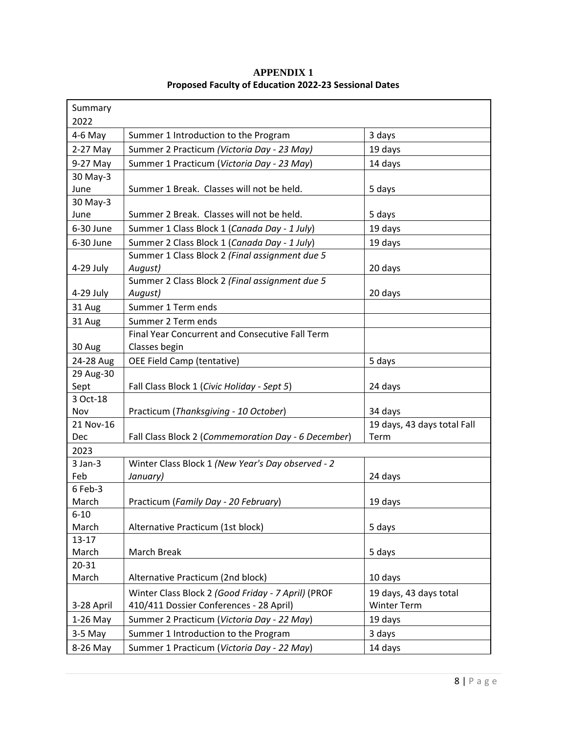**APPENDIX 1**

**Proposed Faculty of Education 2022-23 Sessional Dates**

| Summary 2022 | | |
|---|---|---|
| 4-6 May | Summer 1 Introduction to the Program | 3 days |
| 2-27 May | Summer 2 Practicum *(Victoria Day - 23 May)* | 19 days |
| 9-27 May | Summer 1 Practicum (*Victoria Day - 23 May*) | 14 days |
| 30 May-3 June | Summer 1 Break. Classes will not be held. | 5 days |
| 30 May-3 June | Summer 2 Break. Classes will not be held. | 5 days |
| 6-30 June | Summer 1 Class Block 1 (*Canada Day - 1 July*) | 19 days |
| 6-30 June | Summer 2 Class Block 1 (*Canada Day - 1 July*) | 19 days |
| 4-29 July | Summer 1 Class Block 2 *(Final assignment due 5 August)* | 20 days |
| 4-29 July | Summer 2 Class Block 2 *(Final assignment due 5 August)* | 20 days |
| 31 Aug | Summer 1 Term ends | |
| 31 Aug | Summer 2 Term ends | |
| 30 Aug | Final Year Concurrent and Consecutive Fall Term Classes begin | |
| 24-28 Aug | OEE Field Camp (tentative) | 5 days |
| 29 Aug-30 Sept | Fall Class Block 1 (*Civic Holiday - Sept 5*) | 24 days |
| 3 Oct-18 Nov | Practicum (*Thanksgiving - 10 October*) | 34 days |
| 21 Nov-16 Dec | Fall Class Block 2 (*Commemoration Day - 6 December*) | 19 days, 43 days total Fall Term |
| 2023 | | |
| 3 Jan-3 Feb | Winter Class Block 1 *(New Year's Day observed - 2 January)* | 24 days |
| 6 Feb-3 March | Practicum (*Family Day - 20 February*) | 19 days |
| 6-10 March | Alternative Practicum (1st block) | 5 days |
| 13-17 March | March Break | 5 days |
| 20-31 March | Alternative Practicum (2nd block) | 10 days |
| 3-28 April | Winter Class Block 2 *(Good Friday - 7 April)* (PROF 410/411 Dossier Conferences - 28 April) | 19 days, 43 days total Winter Term |
| 1-26 May | Summer 2 Practicum (*Victoria Day - 22 May*) | 19 days |
| 3-5 May | Summer 1 Introduction to the Program | 3 days |
| 8-26 May | Summer 1 Practicum (*Victoria Day - 22 May*) | 14 days |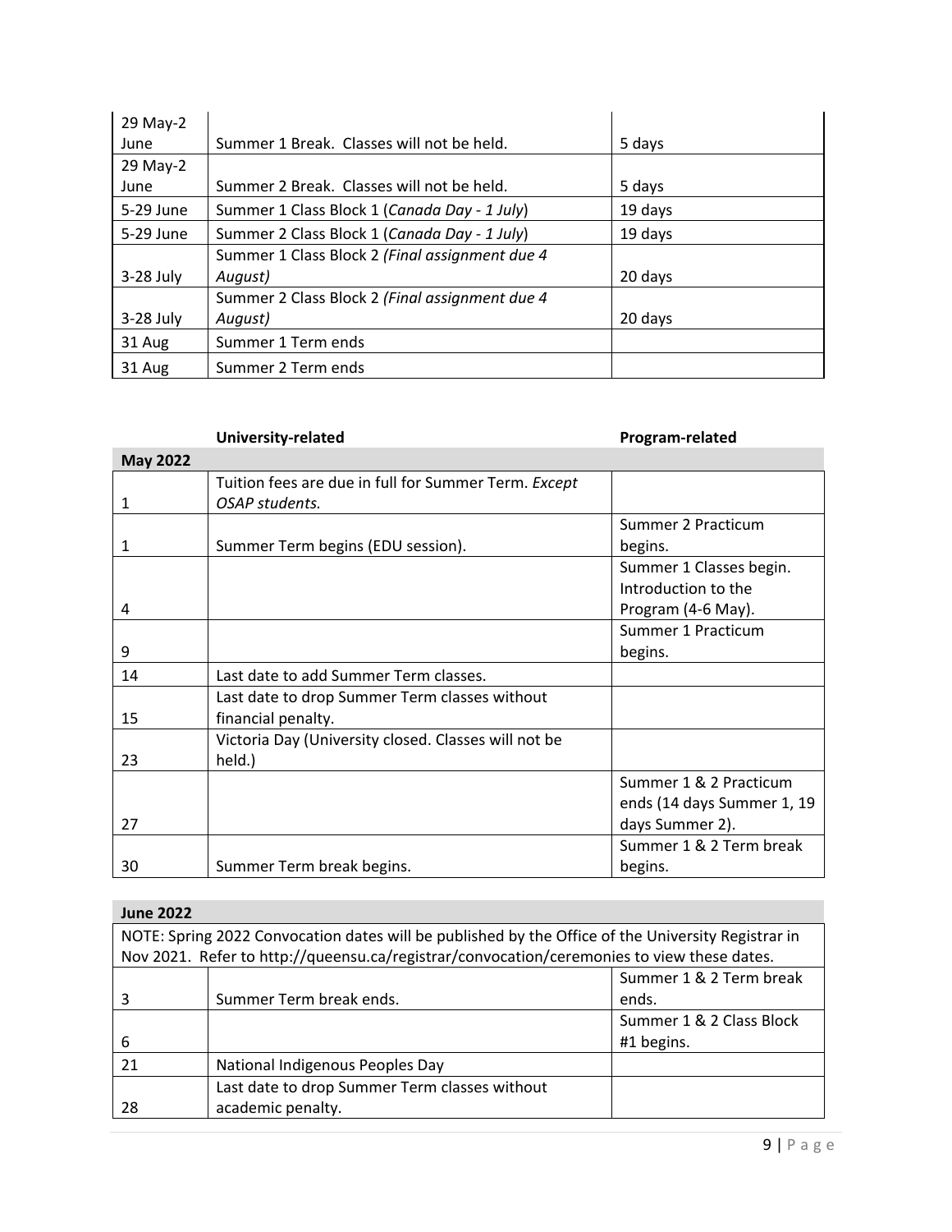| | | |
|---|---|---|
| 29 May-2 June | Summer 1 Break. Classes will not be held. | 5 days |
| 29 May-2 June | Summer 2 Break. Classes will not be held. | 5 days |
| 5-29 June | Summer 1 Class Block 1 (*Canada Day - 1 July*) | 19 days |
| 5-29 June | Summer 2 Class Block 1 (*Canada Day - 1 July*) | 19 days |
| 3-28 July | Summer 1 Class Block 2 *(Final assignment due 4 August)* | 20 days |
| 3-28 July | Summer 2 Class Block 2 *(Final assignment due 4 August)* | 20 days |
| 31 Aug | Summer 1 Term ends | |
| 31 Aug | Summer 2 Term ends | |

| | **University-related** | **Program-related** |
|---|---|---|
| **May 2022** | | |
| 1 | Tuition fees are due in full for Summer Term. *Except OSAP students.* | |
| 1 | Summer Term begins (EDU session). | Summer 2 Practicum begins. |
| 4 | | Summer 1 Classes begin. Introduction to the Program (4-6 May). |
| 9 | | Summer 1 Practicum begins. |
| 14 | Last date to add Summer Term classes. | |
| 15 | Last date to drop Summer Term classes without financial penalty. | |
| 23 | Victoria Day (University closed. Classes will not be held.) | |
| 27 | | Summer 1 & 2 Practicum ends (14 days Summer 1, 19 days Summer 2). |
| 30 | Summer Term break begins. | Summer 1 & 2 Term break begins. |

| **June 2022** | | |
|---|---|---|
| NOTE: Spring 2022 Convocation dates will be published by the Office of the University Registrar in Nov 2021. Refer to http://queensu.ca/registrar/convocation/ceremonies to view these dates. | | |
| 3 | Summer Term break ends. | Summer 1 & 2 Term break ends. |
| 6 | | Summer 1 & 2 Class Block #1 begins. |
| 21 | National Indigenous Peoples Day | |
| 28 | Last date to drop Summer Term classes without academic penalty. | |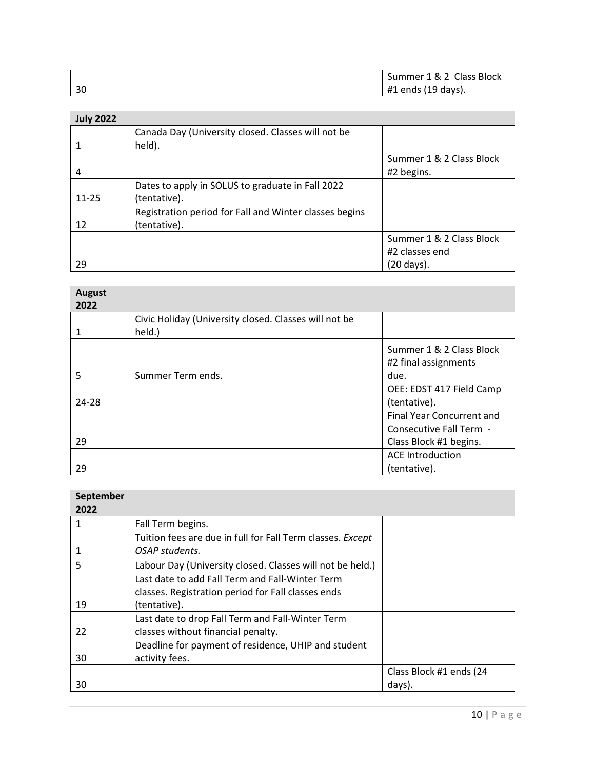| | | |
|---|---|---|
| 30 | | Summer 1 & 2 Class Block #1 ends (19 days). |

| July 2022 | | |
|---|---|---|
| 1 | Canada Day (University closed. Classes will not be held). | |
| 4 | | Summer 1 & 2 Class Block #2 begins. |
| 11-25 | Dates to apply in SOLUS to graduate in Fall 2022 (tentative). | |
| 12 | Registration period for Fall and Winter classes begins (tentative). | |
| 29 | | Summer 1 & 2 Class Block #2 classes end (20 days). |

| August 2022 | | |
|---|---|---|
| 1 | Civic Holiday (University closed. Classes will not be held.) | |
| 5 | Summer Term ends. | Summer 1 & 2 Class Block #2 final assignments due. |
| 24-28 | | OEE: EDST 417 Field Camp (tentative). |
| 29 | | Final Year Concurrent and Consecutive Fall Term - Class Block #1 begins. |
| 29 | | ACE Introduction (tentative). |

| September 2022 | | |
|---|---|---|
| 1 | Fall Term begins. | |
| 1 | Tuition fees are due in full for Fall Term classes. *Except OSAP students.* | |
| 5 | Labour Day (University closed. Classes will not be held.) | |
| 19 | Last date to add Fall Term and Fall-Winter Term classes. Registration period for Fall classes ends (tentative). | |
| 22 | Last date to drop Fall Term and Fall-Winter Term classes without financial penalty. | |
| 30 | Deadline for payment of residence, UHIP and student activity fees. | |
| 30 | | Class Block #1 ends (24 days). |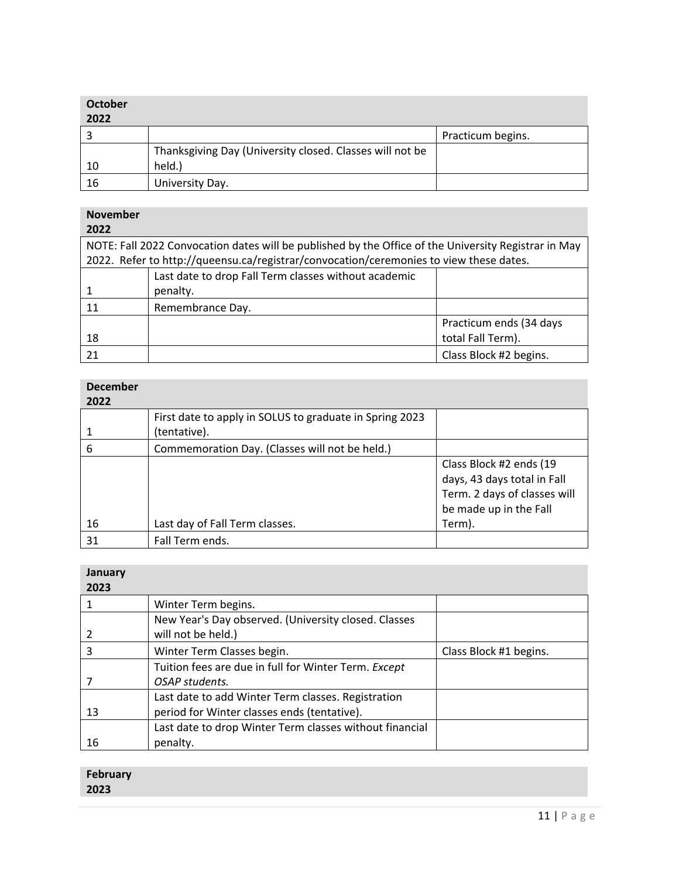| October 2022 | | |
|---|---|---|
| 3 | | Practicum begins. |
| 10 | Thanksgiving Day (University closed. Classes will not be held.) | |
| 16 | University Day. | |

| November 2022 | | |
|---|---|---|
| NOTE: Fall 2022 Convocation dates will be published by the Office of the University Registrar in May 2022. Refer to http://queensu.ca/registrar/convocation/ceremonies to view these dates. | | |
| 1 | Last date to drop Fall Term classes without academic penalty. | |
| 11 | Remembrance Day. | |
| 18 | | Practicum ends (34 days total Fall Term). |
| 21 | | Class Block #2 begins. |

| December 2022 | | |
|---|---|---|
| 1 | First date to apply in SOLUS to graduate in Spring 2023 (tentative). | |
| 6 | Commemoration Day. (Classes will not be held.) | |
| 16 | Last day of Fall Term classes. | Class Block #2 ends (19 days, 43 days total in Fall Term. 2 days of classes will be made up in the Fall Term). |
| 31 | Fall Term ends. | |

| January 2023 | | |
|---|---|---|
| 1 | Winter Term begins. | |
| 2 | New Year's Day observed. (University closed. Classes will not be held.) | |
| 3 | Winter Term Classes begin. | Class Block #1 begins. |
| 7 | Tuition fees are due in full for Winter Term. *Except OSAP students.* | |
| 13 | Last date to add Winter Term classes. Registration period for Winter classes ends (tentative). | |
| 16 | Last date to drop Winter Term classes without financial penalty. | |

| February 2023 | | |
|---|---|---|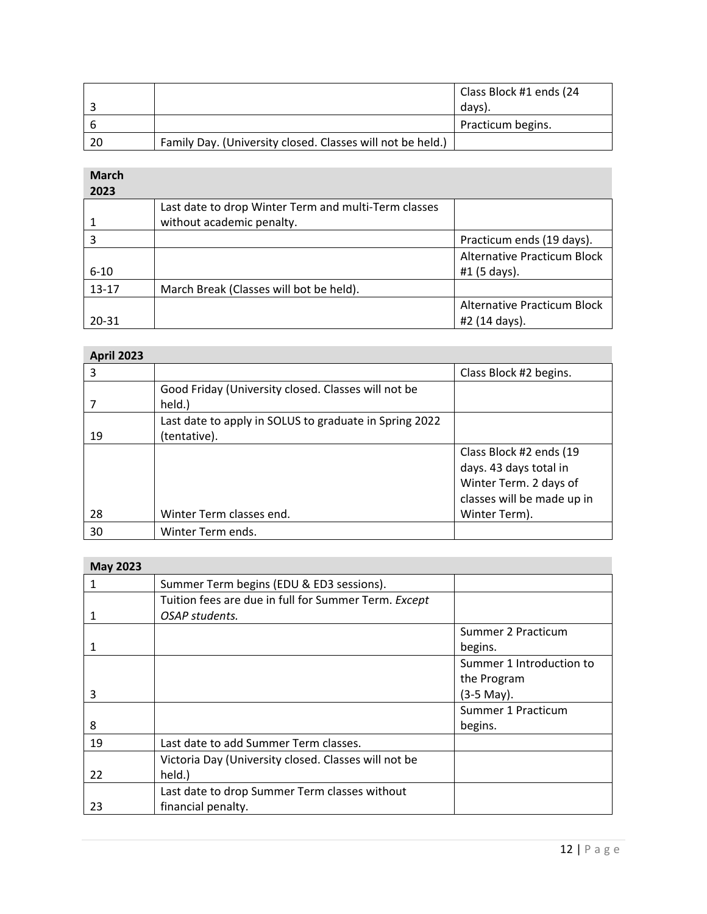| | | |
|---|---|---|
| 3 | | Class Block #1 ends (24 days). |
| 6 | | Practicum begins. |
| 20 | Family Day. (University closed. Classes will not be held.) | |

| **March 2023** | | |
|---|---|---|
| 1 | Last date to drop Winter Term and multi-Term classes without academic penalty. | |
| 3 | | Practicum ends (19 days). |
| 6-10 | | Alternative Practicum Block #1 (5 days). |
| 13-17 | March Break (Classes will bot be held). | |
| 20-31 | | Alternative Practicum Block #2 (14 days). |

| **April 2023** | | |
|---|---|---|
| 3 | | Class Block #2 begins. |
| 7 | Good Friday (University closed. Classes will not be held.) | |
| 19 | Last date to apply in SOLUS to graduate in Spring 2022 (tentative). | |
| 28 | Winter Term classes end. | Class Block #2 ends (19 days. 43 days total in Winter Term. 2 days of classes will be made up in Winter Term). |
| 30 | Winter Term ends. | |

| **May 2023** | | |
|---|---|---|
| 1 | Summer Term begins (EDU & ED3 sessions). | |
| 1 | Tuition fees are due in full for Summer Term. *Except OSAP students.* | |
| 1 | | Summer 2 Practicum begins. |
| 3 | | Summer 1 Introduction to the Program (3-5 May). |
| 8 | | Summer 1 Practicum begins. |
| 19 | Last date to add Summer Term classes. | |
| 22 | Victoria Day (University closed. Classes will not be held.) | |
| 23 | Last date to drop Summer Term classes without financial penalty. | |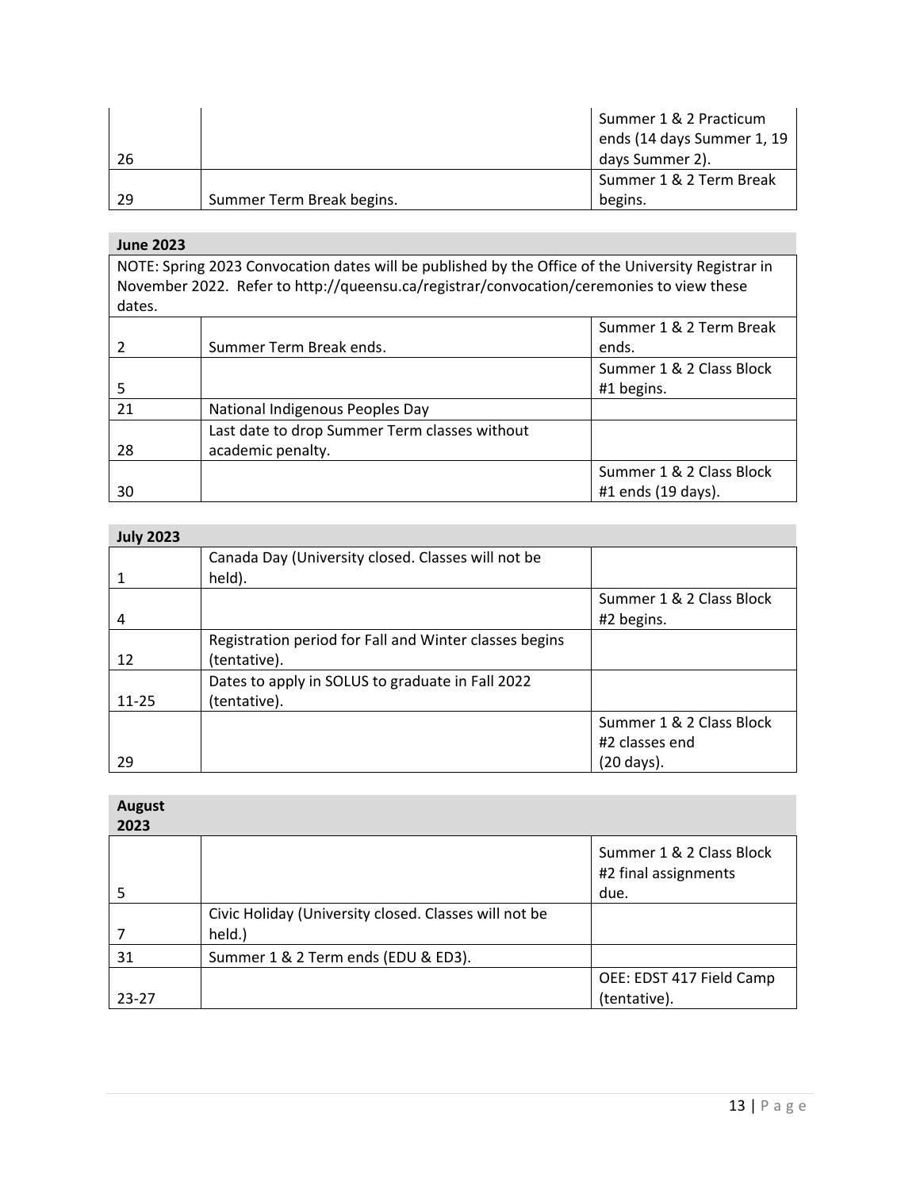| | | |
|---|---|---|
| 26 | | Summer 1 & 2 Practicum ends (14 days Summer 1, 19 days Summer 2). |
| 29 | Summer Term Break begins. | Summer 1 & 2 Term Break begins. |

| **June 2023** | | |
|---|---|---|
| NOTE: Spring 2023 Convocation dates will be published by the Office of the University Registrar in November 2022. Refer to http://queensu.ca/registrar/convocation/ceremonies to view these dates. | | |
| 2 | Summer Term Break ends. | Summer 1 & 2 Term Break ends. |
| 5 | | Summer 1 & 2 Class Block #1 begins. |
| 21 | National Indigenous Peoples Day | |
| 28 | Last date to drop Summer Term classes without academic penalty. | |
| 30 | | Summer 1 & 2 Class Block #1 ends (19 days). |

| **July 2023** | | |
|---|---|---|
| 1 | Canada Day (University closed. Classes will not be held). | |
| 4 | | Summer 1 & 2 Class Block #2 begins. |
| 12 | Registration period for Fall and Winter classes begins (tentative). | |
| 11-25 | Dates to apply in SOLUS to graduate in Fall 2022 (tentative). | |
| 29 | | Summer 1 & 2 Class Block #2 classes end (20 days). |

| **August 2023** | | |
|---|---|---|
| 5 | | Summer 1 & 2 Class Block #2 final assignments due. |
| 7 | Civic Holiday (University closed. Classes will not be held.) | |
| 31 | Summer 1 & 2 Term ends (EDU & ED3). | |
| 23-27 | | OEE: EDST 417 Field Camp (tentative). |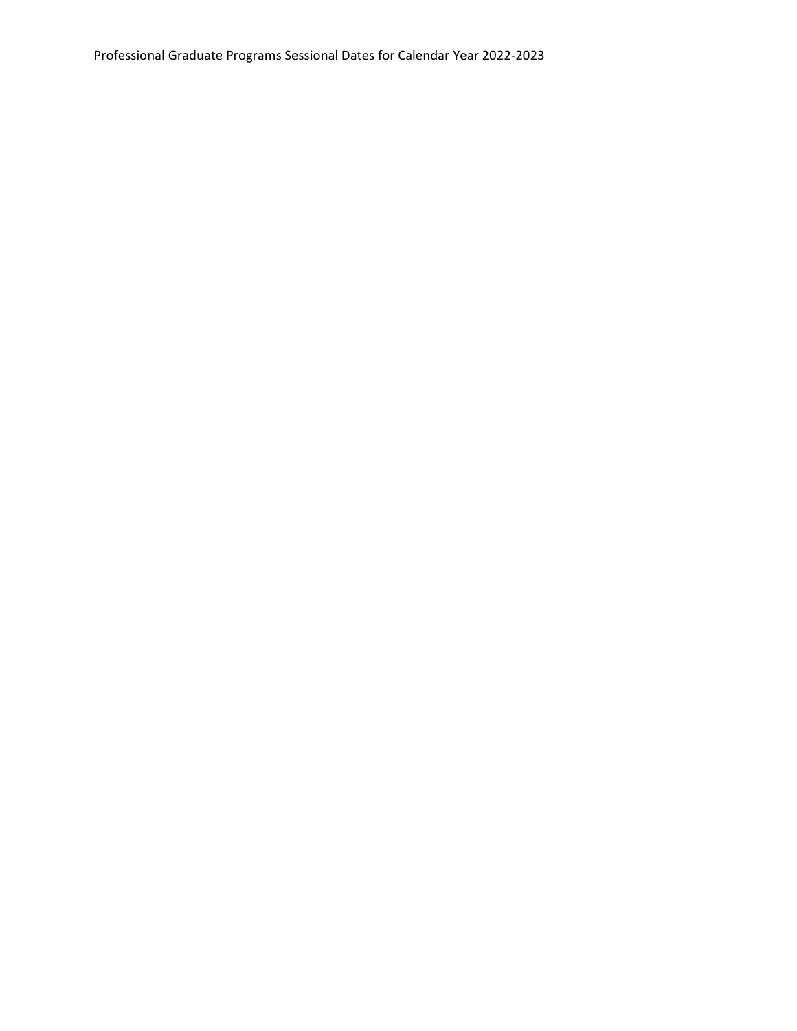Professional Graduate Programs Sessional Dates for Calendar Year 2022-2023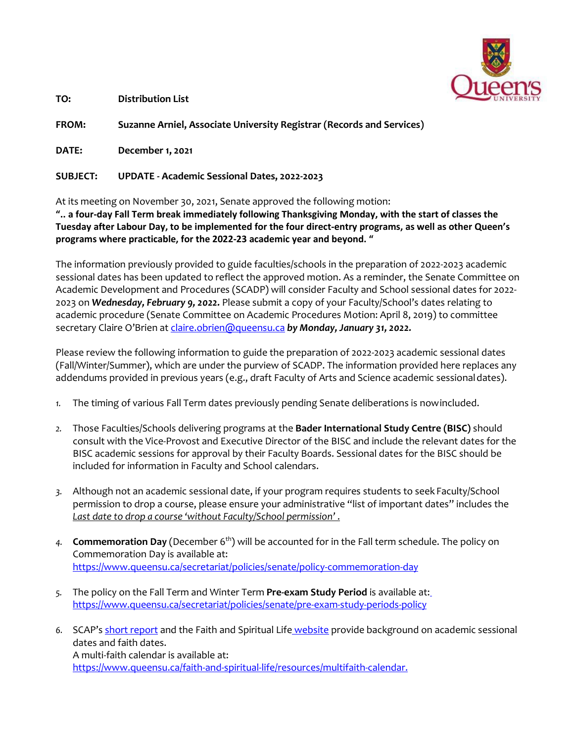**TO:** **Distribution List**

**FROM:** **Suzanne Arniel, Associate University Registrar (Records and Services)**

**DATE:** **December 1, 2021**

**SUBJECT:** **UPDATE - Academic Sessional Dates, 2022-2023**

At its meeting on November 30, 2021, Senate approved the following motion:
**".. a four-day Fall Term break immediately following Thanksgiving Monday, with the start of classes the Tuesday after Labour Day, to be implemented for the four direct-entry programs, as well as other Queen's programs where practicable, for the 2022-23 academic year and beyond. "**

The information previously provided to guide faculties/schools in the preparation of 2022-2023 academic sessional dates has been updated to reflect the approved motion. As a reminder, the Senate Committee on Academic Development and Procedures (SCADP) will consider Faculty and School sessional dates for 2022-2023 on ***Wednesday, February 9, 2022.*** Please submit a copy of your Faculty/School's dates relating to academic procedure (Senate Committee on Academic Procedures Motion: April 8, 2019) to committee secretary Claire O'Brien at claire.obrien@queensu.ca ***by Monday, January 31, 2022.***

Please review the following information to guide the preparation of 2022-2023 academic sessional dates (Fall/Winter/Summer), which are under the purview of SCADP. The information provided here replaces any addendums provided in previous years (e.g., draft Faculty of Arts and Science academic sessional dates).

1. The timing of various Fall Term dates previously pending Senate deliberations is now included.

2. Those Faculties/Schools delivering programs at the **Bader International Study Centre (BISC)** should consult with the Vice-Provost and Executive Director of the BISC and include the relevant dates for the BISC academic sessions for approval by their Faculty Boards. Sessional dates for the BISC should be included for information in Faculty and School calendars.

3. Although not an academic sessional date, if your program requires students to seek Faculty/School permission to drop a course, please ensure your administrative "list of important dates" includes the *Last date to drop a course 'without Faculty/School permission'* .

4. **Commemoration Day** (December 6th) will be accounted for in the Fall term schedule. The policy on Commemoration Day is available at:
   https://www.queensu.ca/secretariat/policies/senate/policy-commemoration-day

5. The policy on the Fall Term and Winter Term **Pre-exam Study Period** is available at:
   https://www.queensu.ca/secretariat/policies/senate/pre-exam-study-periods-policy

6. SCAP's short report and the Faith and Spiritual Life website provide background on academic sessional dates and faith dates.
   A multi-faith calendar is available at:
   https://www.queensu.ca/faith-and-spiritual-life/resources/multifaith-calendar.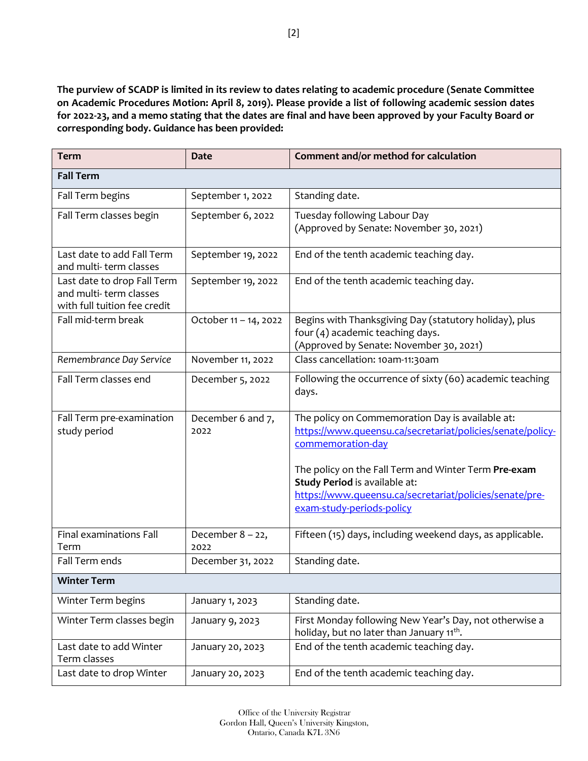**The purview of SCADP is limited in its review to dates relating to academic procedure (Senate Committee on Academic Procedures Motion: April 8, 2019). Please provide a list of following academic session dates for 2022-23, and a memo stating that the dates are final and have been approved by your Faculty Board or corresponding body. Guidance has been provided:**

| Term | Date | Comment and/or method for calculation |
|---|---|---|
| **Fall Term** | | |
| Fall Term begins | September 1, 2022 | Standing date. |
| Fall Term classes begin | September 6, 2022 | Tuesday following Labour Day (Approved by Senate: November 30, 2021) |
| Last date to add Fall Term and multi- term classes | September 19, 2022 | End of the tenth academic teaching day. |
| Last date to drop Fall Term and multi- term classes with full tuition fee credit | September 19, 2022 | End of the tenth academic teaching day. |
| Fall mid-term break | October 11 – 14, 2022 | Begins with Thanksgiving Day (statutory holiday), plus four (4) academic teaching days. (Approved by Senate: November 30, 2021) |
| *Remembrance Day Service* | November 11, 2022 | Class cancellation: 10am-11:30am |
| Fall Term classes end | December 5, 2022 | Following the occurrence of sixty (60) academic teaching days. |
| Fall Term pre-examination study period | December 6 and 7, 2022 | The policy on Commemoration Day is available at: https://www.queensu.ca/secretariat/policies/senate/policy-commemoration-day<br><br>The policy on the Fall Term and Winter Term **Pre-exam Study Period** is available at: https://www.queensu.ca/secretariat/policies/senate/pre-exam-study-periods-policy |
| Final examinations Fall Term | December 8 – 22, 2022 | Fifteen (15) days, including weekend days, as applicable. |
| Fall Term ends | December 31, 2022 | Standing date. |
| **Winter Term** | | |
| Winter Term begins | January 1, 2023 | Standing date. |
| Winter Term classes begin | January 9, 2023 | First Monday following New Year's Day, not otherwise a holiday, but no later than January 11th. |
| Last date to add Winter Term classes | January 20, 2023 | End of the tenth academic teaching day. |
| Last date to drop Winter | January 20, 2023 | End of the tenth academic teaching day. |

Office of the University Registrar
Gordon Hall, Queen's University Kingston,
Ontario, Canada K7L 3N6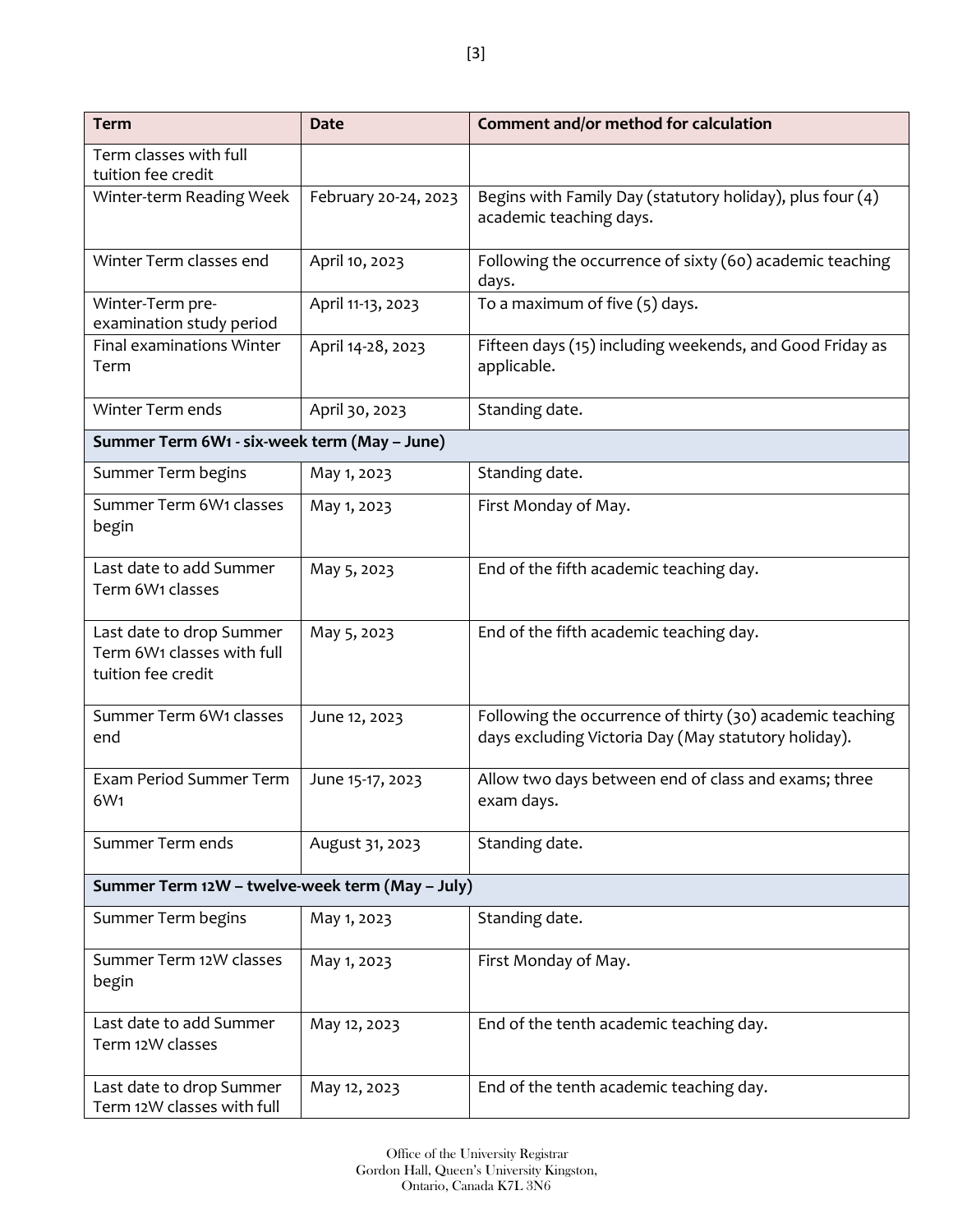| Term | Date | Comment and/or method for calculation |
|---|---|---|
| Term classes with full tuition fee credit | | |
| Winter-term Reading Week | February 20-24, 2023 | Begins with Family Day (statutory holiday), plus four (4) academic teaching days. |
| Winter Term classes end | April 10, 2023 | Following the occurrence of sixty (60) academic teaching days. |
| Winter-Term pre-examination study period | April 11-13, 2023 | To a maximum of five (5) days. |
| Final examinations Winter Term | April 14-28, 2023 | Fifteen days (15) including weekends, and Good Friday as applicable. |
| Winter Term ends | April 30, 2023 | Standing date. |
| **Summer Term 6W1 - six-week term (May – June)** | | |
| Summer Term begins | May 1, 2023 | Standing date. |
| Summer Term 6W1 classes begin | May 1, 2023 | First Monday of May. |
| Last date to add Summer Term 6W1 classes | May 5, 2023 | End of the fifth academic teaching day. |
| Last date to drop Summer Term 6W1 classes with full tuition fee credit | May 5, 2023 | End of the fifth academic teaching day. |
| Summer Term 6W1 classes end | June 12, 2023 | Following the occurrence of thirty (30) academic teaching days excluding Victoria Day (May statutory holiday). |
| Exam Period Summer Term 6W1 | June 15-17, 2023 | Allow two days between end of class and exams; three exam days. |
| Summer Term ends | August 31, 2023 | Standing date. |
| **Summer Term 12W – twelve-week term (May – July)** | | |
| Summer Term begins | May 1, 2023 | Standing date. |
| Summer Term 12W classes begin | May 1, 2023 | First Monday of May. |
| Last date to add Summer Term 12W classes | May 12, 2023 | End of the tenth academic teaching day. |
| Last date to drop Summer Term 12W classes with full | May 12, 2023 | End of the tenth academic teaching day. |

Office of the University Registrar
Gordon Hall, Queen's University Kingston,
Ontario, Canada K7L 3N6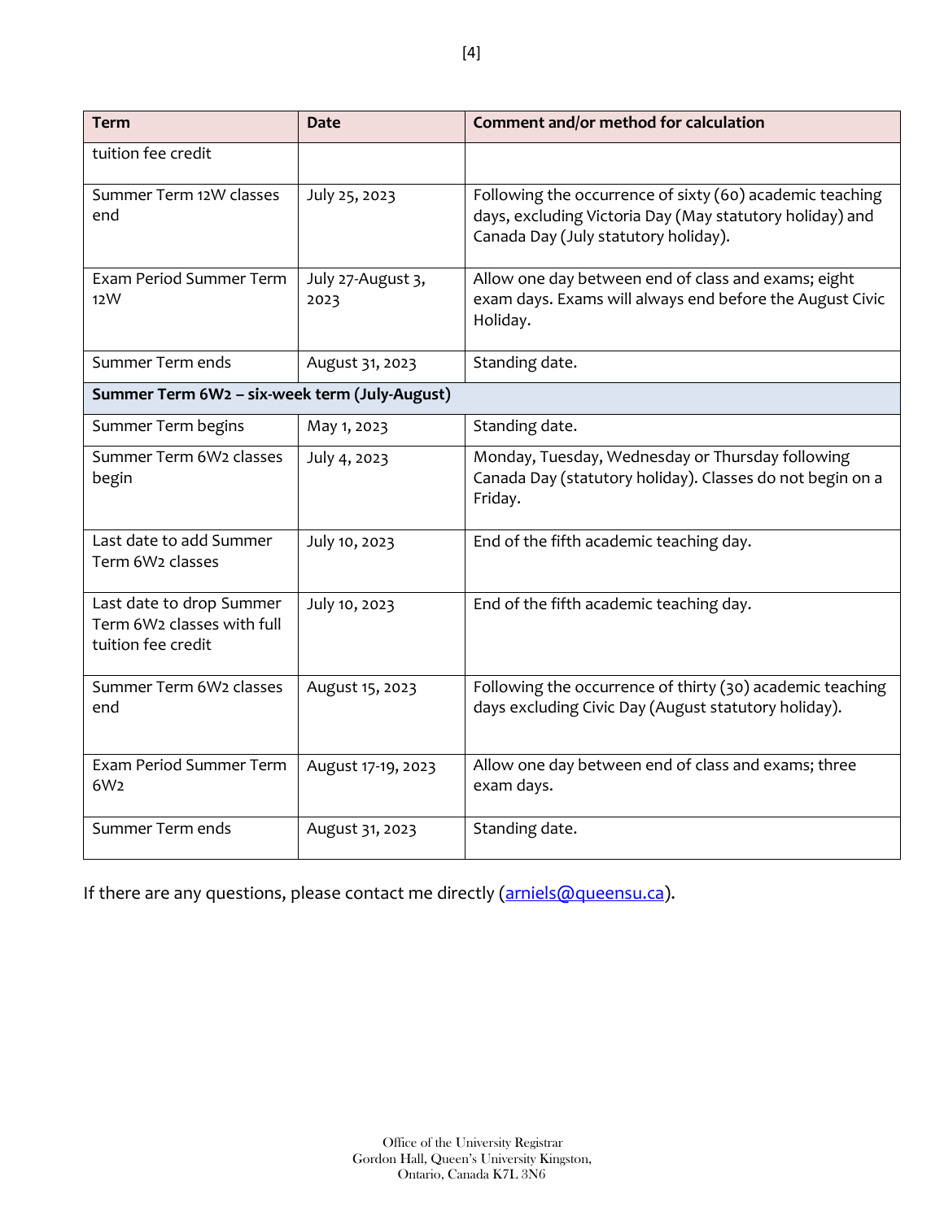| Term | Date | Comment and/or method for calculation |
|---|---|---|
| tuition fee credit | | |
| Summer Term 12W classes end | July 25, 2023 | Following the occurrence of sixty (60) academic teaching days, excluding Victoria Day (May statutory holiday) and Canada Day (July statutory holiday). |
| Exam Period Summer Term 12W | July 27-August 3, 2023 | Allow one day between end of class and exams; eight exam days. Exams will always end before the August Civic Holiday. |
| Summer Term ends | August 31, 2023 | Standing date. |
| **Summer Term 6W2 – six-week term (July-August)** | | |
| Summer Term begins | May 1, 2023 | Standing date. |
| Summer Term 6W2 classes begin | July 4, 2023 | Monday, Tuesday, Wednesday or Thursday following Canada Day (statutory holiday). Classes do not begin on a Friday. |
| Last date to add Summer Term 6W2 classes | July 10, 2023 | End of the fifth academic teaching day. |
| Last date to drop Summer Term 6W2 classes with full tuition fee credit | July 10, 2023 | End of the fifth academic teaching day. |
| Summer Term 6W2 classes end | August 15, 2023 | Following the occurrence of thirty (30) academic teaching days excluding Civic Day (August statutory holiday). |
| Exam Period Summer Term 6W2 | August 17-19, 2023 | Allow one day between end of class and exams; three exam days. |
| Summer Term ends | August 31, 2023 | Standing date. |

If there are any questions, please contact me directly (arniels@queensu.ca).

Office of the University Registrar
Gordon Hall, Queen's University Kingston,
Ontario, Canada K7L 3N6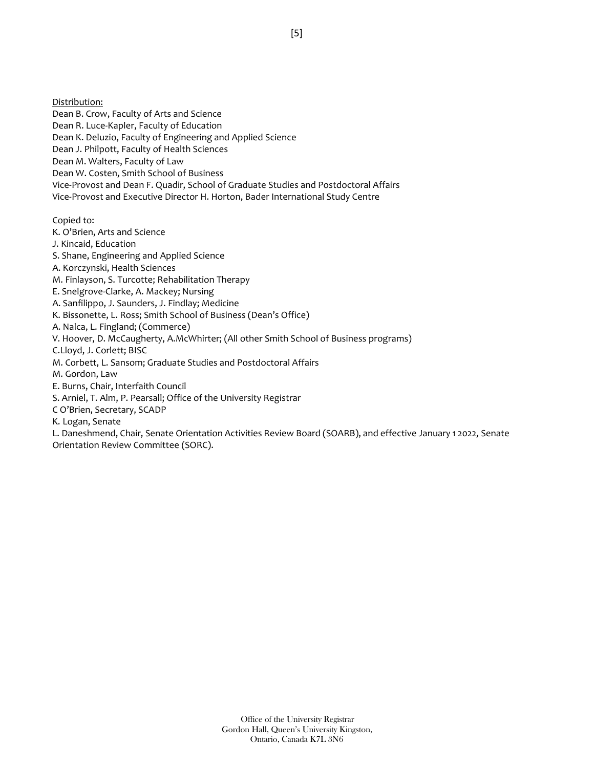<u>Distribution:</u>
Dean B. Crow, Faculty of Arts and Science
Dean R. Luce-Kapler, Faculty of Education
Dean K. Deluzio, Faculty of Engineering and Applied Science
Dean J. Philpott, Faculty of Health Sciences
Dean M. Walters, Faculty of Law
Dean W. Costen, Smith School of Business
Vice-Provost and Dean F. Quadir, School of Graduate Studies and Postdoctoral Affairs
Vice-Provost and Executive Director H. Horton, Bader International Study Centre

Copied to:
K. O'Brien, Arts and Science
J. Kincaid, Education
S. Shane, Engineering and Applied Science
A. Korczynski, Health Sciences
M. Finlayson, S. Turcotte; Rehabilitation Therapy
E. Snelgrove-Clarke, A. Mackey; Nursing
A. Sanfilippo, J. Saunders, J. Findlay; Medicine
K. Bissonette, L. Ross; Smith School of Business (Dean's Office)
A. Nalca, L. Fingland; (Commerce)
V. Hoover, D. McCaugherty, A.McWhirter; (All other Smith School of Business programs)
C.Lloyd, J. Corlett; BISC
M. Corbett, L. Sansom; Graduate Studies and Postdoctoral Affairs
M. Gordon, Law
E. Burns, Chair, Interfaith Council
S. Arniel, T. Alm, P. Pearsall; Office of the University Registrar
C O'Brien, Secretary, SCADP
K. Logan, Senate
L. Daneshmend, Chair, Senate Orientation Activities Review Board (SOARB), and effective January 1 2022, Senate Orientation Review Committee (SORC).